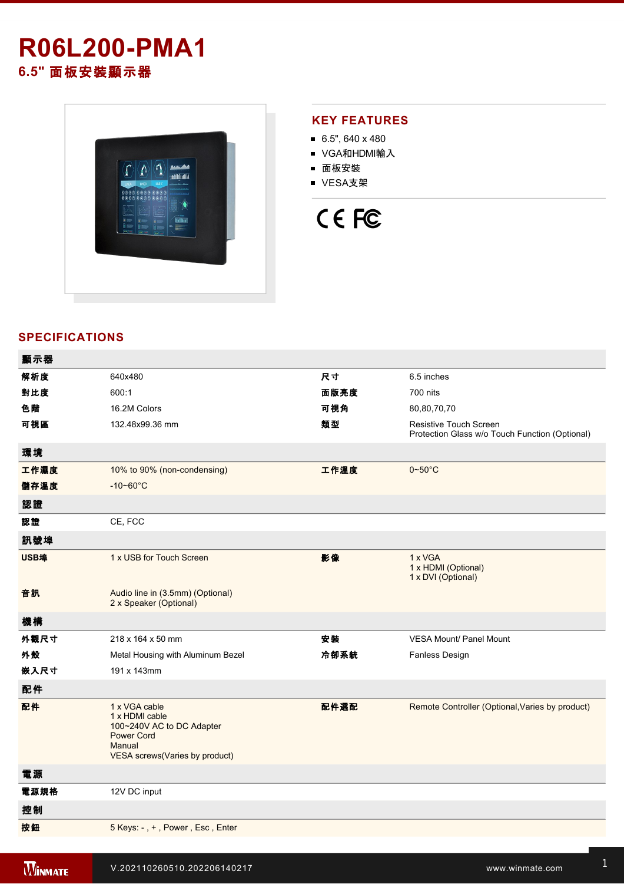# R06L200-PMA1

## 6.5" 面板安裝顯示器

## KEY FEATURES

- 6.5", 640 x 480
- VGA和HDMI輸入
- 面板安裝
- VESA支架

## SPECIFICATIONS

| 顯示器 | | | |
|---|---|---|---|
| 解析度 | 640x480 | 尺寸 | 6.5 inches |
| 對比度 | 600:1 | 面版亮度 | 700 nits |
| 色階 | 16.2M Colors | 可視角 | 80,80,70,70 |
| 可視區 | 132.48x99.36 mm | 類型 | Resistive Touch Screen<br>Protection Glass w/o Touch Function (Optional) |
| **環境** | | | |
| 工作濕度 | 10% to 90% (non-condensing) | 工作溫度 | 0~50°C |
| 儲存溫度 | -10~60°C | | |
| **認證** | | | |
| 認證 | CE, FCC | | |
| **訊號埠** | | | |
| USB埠 | 1 x USB for Touch Screen | 影像 | 1 x VGA<br>1 x HDMI (Optional)<br>1 x DVI (Optional) |
| 音訊 | Audio line in (3.5mm) (Optional)<br>2 x Speaker (Optional) | | |
| **機構** | | | |
| 外觀尺寸 | 218 x 164 x 50 mm | 安裝 | VESA Mount/ Panel Mount |
| 外殼 | Metal Housing with Aluminum Bezel | 冷卻系統 | Fanless Design |
| 嵌入尺寸 | 191 x 143mm | | |
| **配件** | | | |
| 配件 | 1 x VGA cable<br>1 x HDMI cable<br>100~240V AC to DC Adapter<br>Power Cord<br>Manual<br>VESA screws(Varies by product) | 配件選配 | Remote Controller (Optional,Varies by product) |
| **電源** | | | |
| 電源規格 | 12V DC input | | |
| **控制** | | | |
| 按鈕 | 5 Keys: - , + , Power , Esc , Enter | | |

V.202110260510.202206140217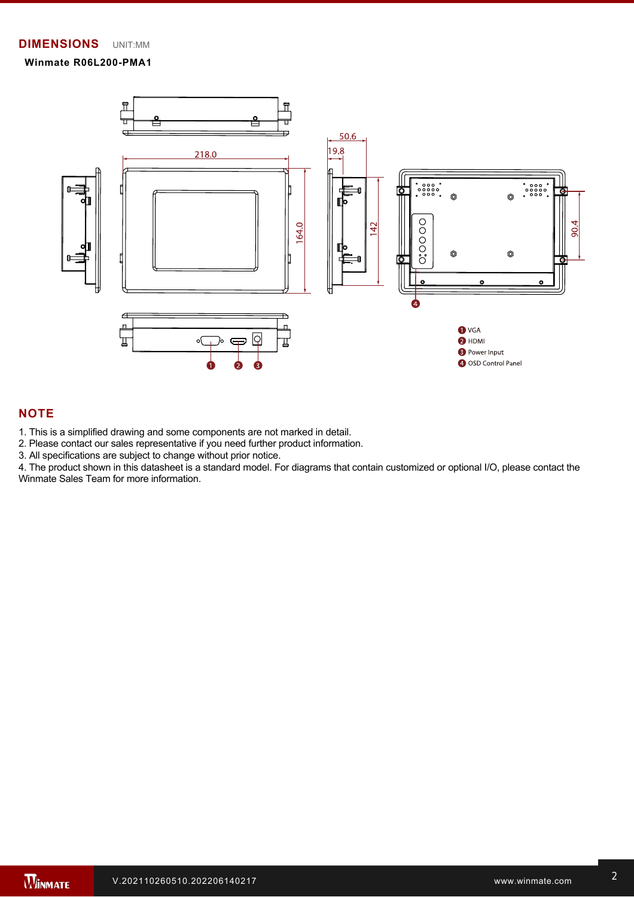## DIMENSIONS UNIT:MM

**Winmate R06L200-PMA1**

218.0

164.0

50.6

19.8

142

90.4

1 VGA
2 HDMI
3 Power Input
4 OSD Control Panel

## NOTE

1. This is a simplified drawing and some components are not marked in detail.
2. Please contact our sales representative if you need further product information.
3. All specifications are subject to change without prior notice.
4. The product shown in this datasheet is a standard model. For diagrams that contain customized or optional I/O, please contact the Winmate Sales Team for more information.